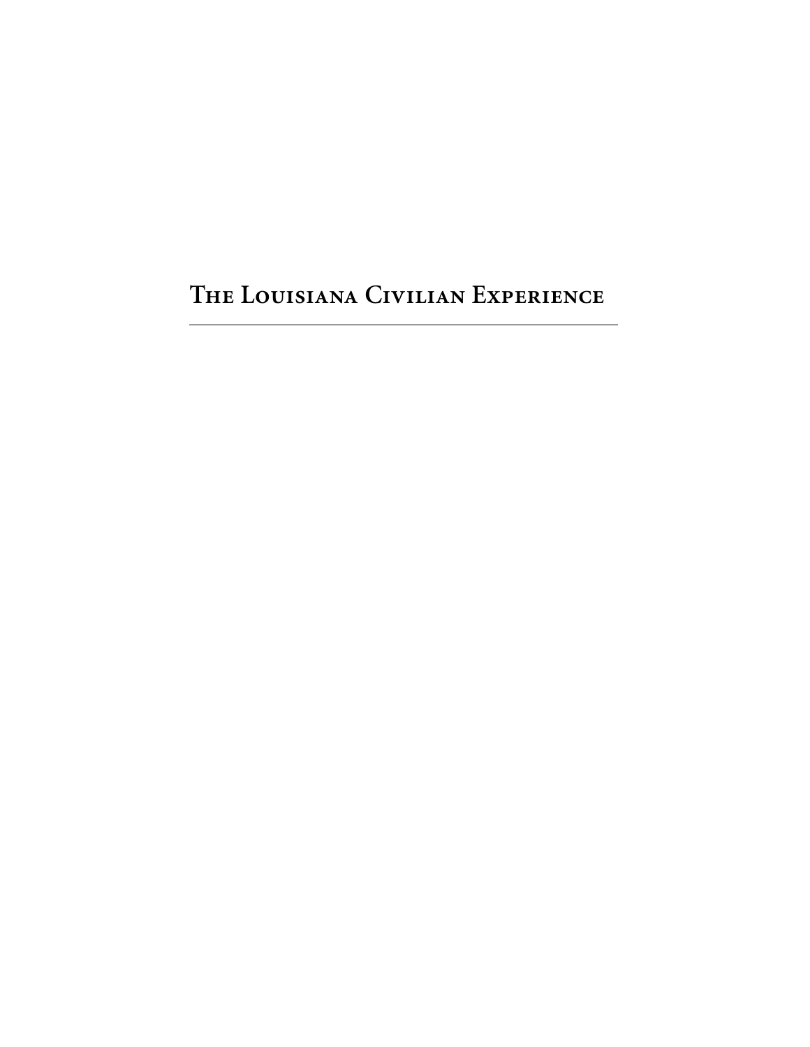# The Louisiana Civilian Experience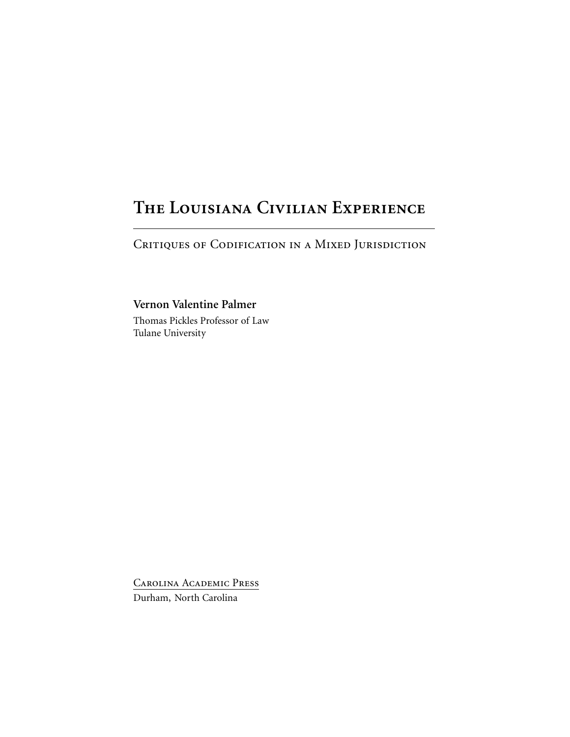# The Louisiana Civilian Experience

## Critiques of Codification in a Mixed Jurisdiction

**Vernon Valentine Palmer**

Thomas Pickles Professor of Law
Tulane University

Carolina Academic Press
Durham, North Carolina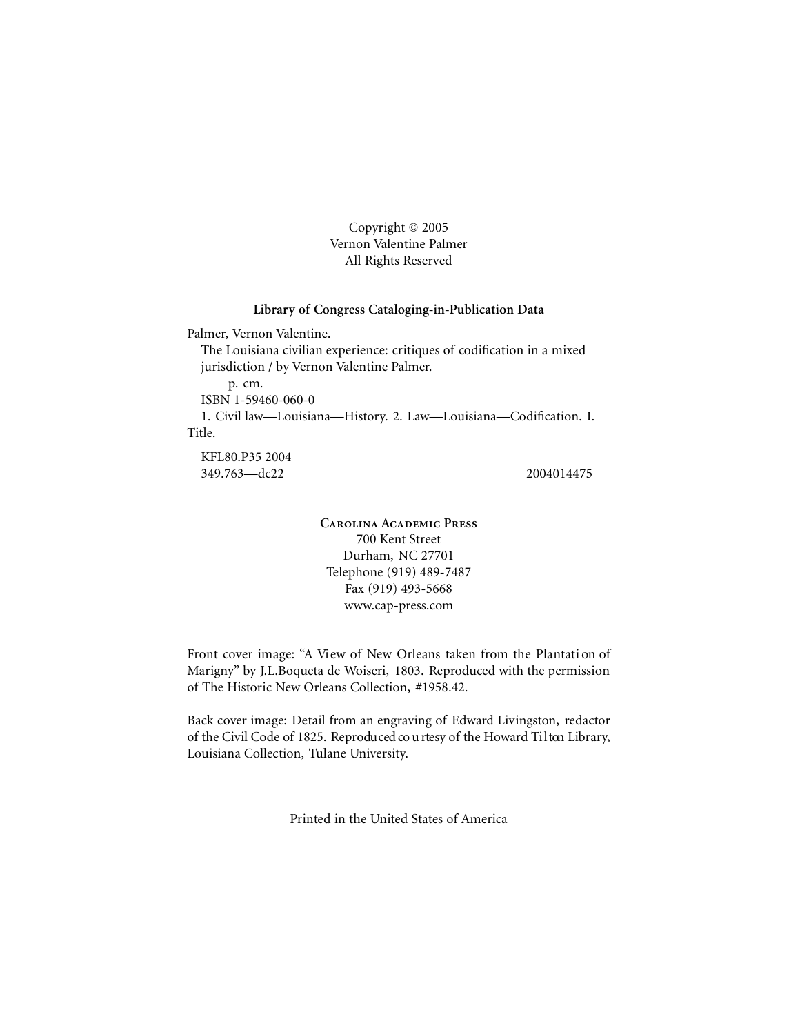Copyright © 2005
Vernon Valentine Palmer
All Rights Reserved

**Library of Congress Cataloging-in-Publication Data**

Palmer, Vernon Valentine.
The Louisiana civilian experience: critiques of codification in a mixed jurisdiction / by Vernon Valentine Palmer.
p. cm.
ISBN 1-59460-060-0
1. Civil law—Louisiana—History. 2. Law—Louisiana—Codification. I. Title.

KFL80.P35 2004
349.763—dc22 2004014475

Carolina Academic Press
700 Kent Street
Durham, NC 27701
Telephone (919) 489-7487
Fax (919) 493-5668
www.cap-press.com

Front cover image: "A View of New Orleans taken from the Plantation of Marigny" by J.L.Boqueta de Woiseri, 1803. Reproduced with the permission of The Historic New Orleans Collection, #1958.42.

Back cover image: Detail from an engraving of Edward Livingston, redactor of the Civil Code of 1825. Reproduced courtesy of the Howard Tilton Library, Louisiana Collection, Tulane University.

Printed in the United States of America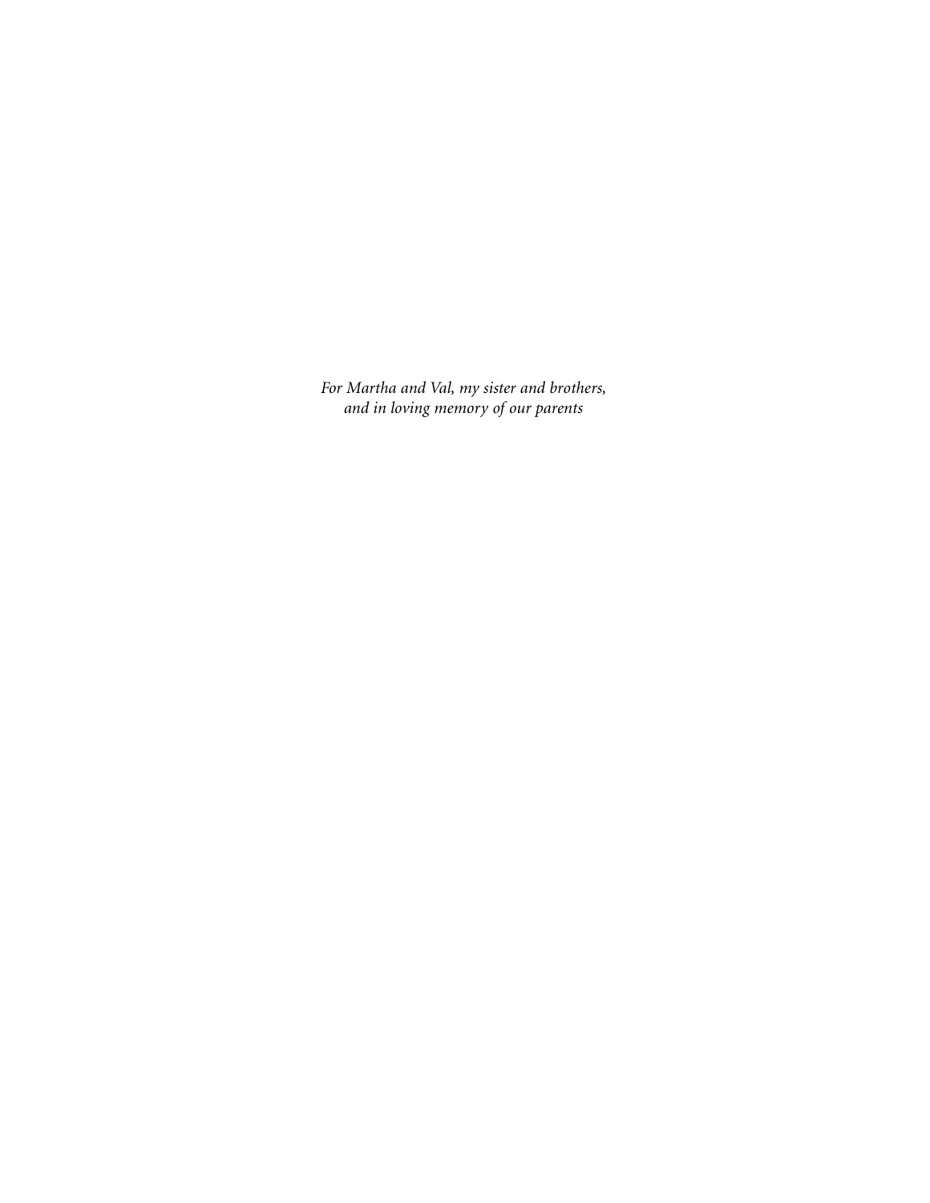*For Martha and Val, my sister and brothers,*
*and in loving memory of our parents*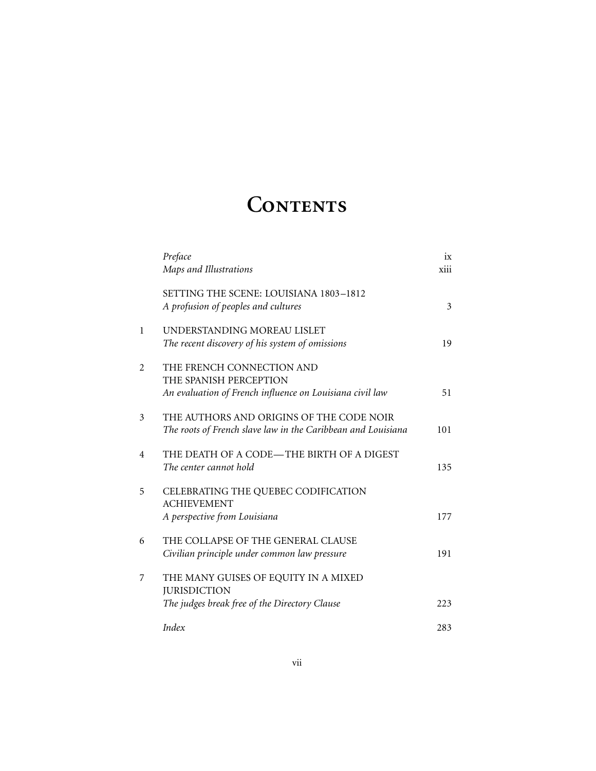# Contents

| | | |
|---|---|---|
| | *Preface* | ix |
| | *Maps and Illustrations* | xiii |
| | SETTING THE SCENE: LOUISIANA 1803–1812<br>*A profusion of peoples and cultures* | 3 |
| 1 | UNDERSTANDING MOREAU LISLET<br>*The recent discovery of his system of omissions* | 19 |
| 2 | THE FRENCH CONNECTION AND THE SPANISH PERCEPTION<br>*An evaluation of French influence on Louisiana civil law* | 51 |
| 3 | THE AUTHORS AND ORIGINS OF THE CODE NOIR<br>*The roots of French slave law in the Caribbean and Louisiana* | 101 |
| 4 | THE DEATH OF A CODE—THE BIRTH OF A DIGEST<br>*The center cannot hold* | 135 |
| 5 | CELEBRATING THE QUEBEC CODIFICATION ACHIEVEMENT<br>*A perspective from Louisiana* | 177 |
| 6 | THE COLLAPSE OF THE GENERAL CLAUSE<br>*Civilian principle under common law pressure* | 191 |
| 7 | THE MANY GUISES OF EQUITY IN A MIXED JURISDICTION<br>*The judges break free of the Directory Clause* | 223 |
| | *Index* | 283 |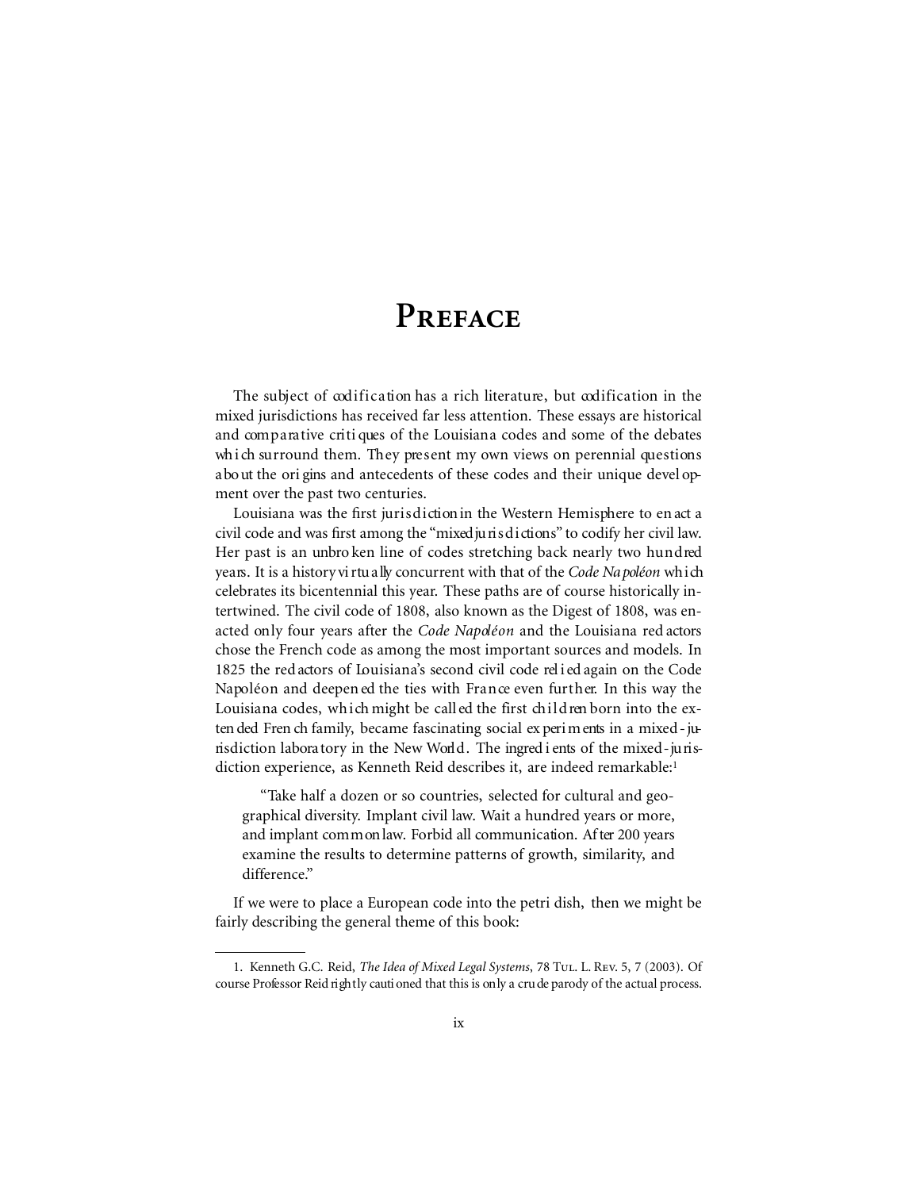# Preface

The subject of codification has a rich literature, but codification in the mixed jurisdictions has received far less attention. These essays are historical and comparative critiques of the Louisiana codes and some of the debates which surround them. They present my own views on perennial questions about the origins and antecedents of these codes and their unique development over the past two centuries.

Louisiana was the first jurisdiction in the Western Hemisphere to enact a civil code and was first among the "mixed jurisdictions" to codify her civil law. Her past is an unbroken line of codes stretching back nearly two hundred years. It is a history virtually concurrent with that of the *Code Napoléon* which celebrates its bicentennial this year. These paths are of course historically intertwined. The civil code of 1808, also known as the Digest of 1808, was enacted only four years after the *Code Napoléon* and the Louisiana redactors chose the French code as among the most important sources and models. In 1825 the redactors of Louisiana's second civil code relied again on the Code Napoléon and deepened the ties with France even further. In this way the Louisiana codes, which might be called the first children born into the extended French family, became fascinating social experiments in a mixed-jurisdiction laboratory in the New World. The ingredients of the mixed-jurisdiction experience, as Kenneth Reid describes it, are indeed remarkable:[1]

> "Take half a dozen or so countries, selected for cultural and geographical diversity. Implant civil law. Wait a hundred years or more, and implant common law. Forbid all communication. After 200 years examine the results to determine patterns of growth, similarity, and difference."

If we were to place a European code into the petri dish, then we might be fairly describing the general theme of this book:

---

1. Kenneth G.C. Reid, *The Idea of Mixed Legal Systems*, 78 Tul. L. Rev. 5, 7 (2003). Of course Professor Reid rightly cautioned that this is only a crude parody of the actual process.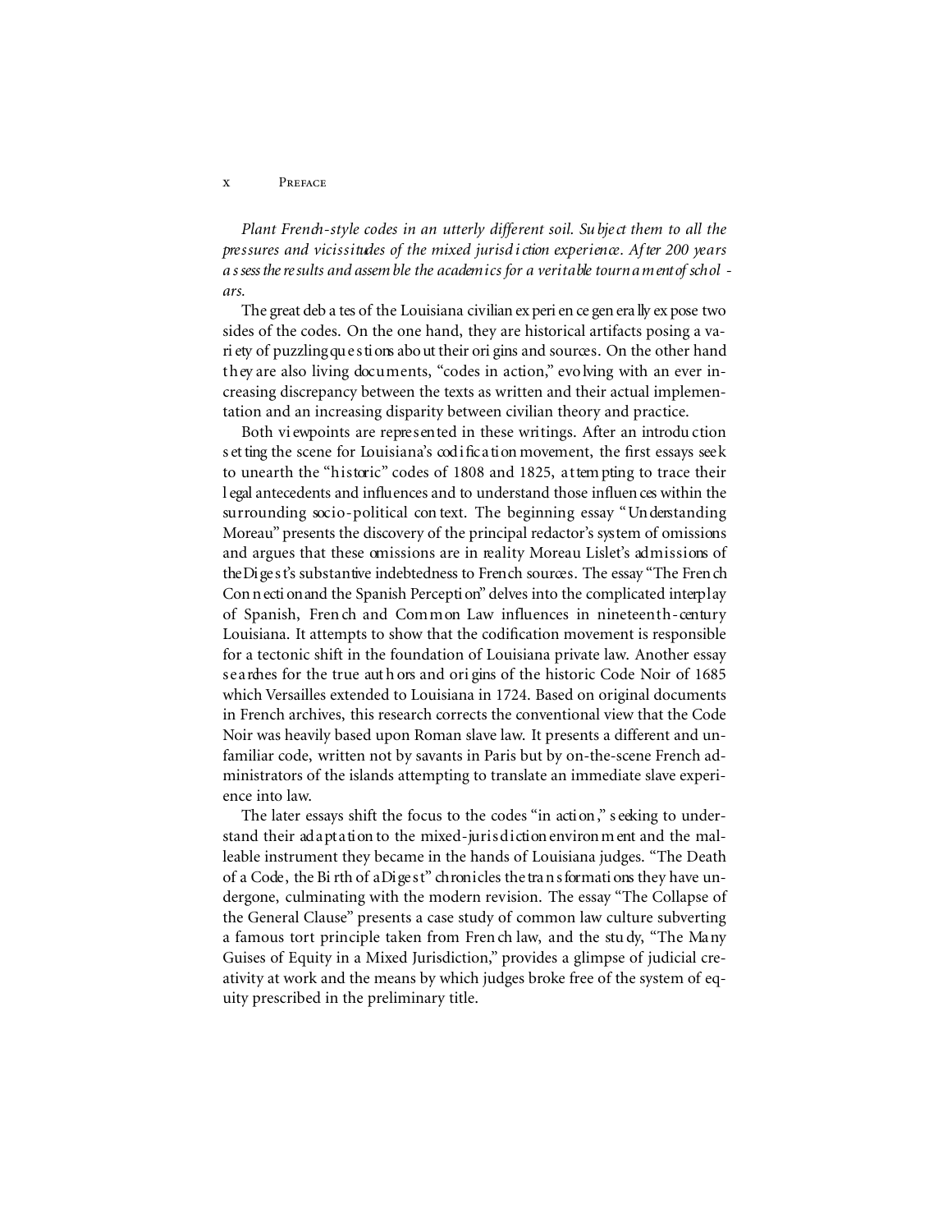*Plant French-style codes in an utterly different soil. Subject them to all the pressures and vicissitudes of the mixed jurisdiction experience. After 200 years assess the results and assemble the academics for a veritable tournament of scholars.*

The great debates of the Louisiana civilian experience generally expose two sides of the codes. On the one hand, they are historical artifacts posing a variety of puzzling questions about their origins and sources. On the other hand they are also living documents, "codes in action," evolving with an ever increasing discrepancy between the texts as written and their actual implementation and an increasing disparity between civilian theory and practice.

Both viewpoints are represented in these writings. After an introduction setting the scene for Louisiana's codification movement, the first essays seek to unearth the "historic" codes of 1808 and 1825, attempting to trace their legal antecedents and influences and to understand those influences within the surrounding socio-political context. The beginning essay "Understanding Moreau" presents the discovery of the principal redactor's system of omissions and argues that these omissions are in reality Moreau Lislet's admissions of the Digest's substantive indebtedness to French sources. The essay "The French Connection and the Spanish Perception" delves into the complicated interplay of Spanish, French and Common Law influences in nineteenth-century Louisiana. It attempts to show that the codification movement is responsible for a tectonic shift in the foundation of Louisiana private law. Another essay searches for the true authors and origins of the historic Code Noir of 1685 which Versailles extended to Louisiana in 1724. Based on original documents in French archives, this research corrects the conventional view that the Code Noir was heavily based upon Roman slave law. It presents a different and unfamiliar code, written not by savants in Paris but by on-the-scene French administrators of the islands attempting to translate an immediate slave experience into law.

The later essays shift the focus to the codes "in action," seeking to understand their adaptation to the mixed-jurisdiction environment and the malleable instrument they became in the hands of Louisiana judges. "The Death of a Code, the Birth of a Digest" chronicles the transformations they have undergone, culminating with the modern revision. The essay "The Collapse of the General Clause" presents a case study of common law culture subverting a famous tort principle taken from French law, and the study, "The Many Guises of Equity in a Mixed Jurisdiction," provides a glimpse of judicial creativity at work and the means by which judges broke free of the system of equity prescribed in the preliminary title.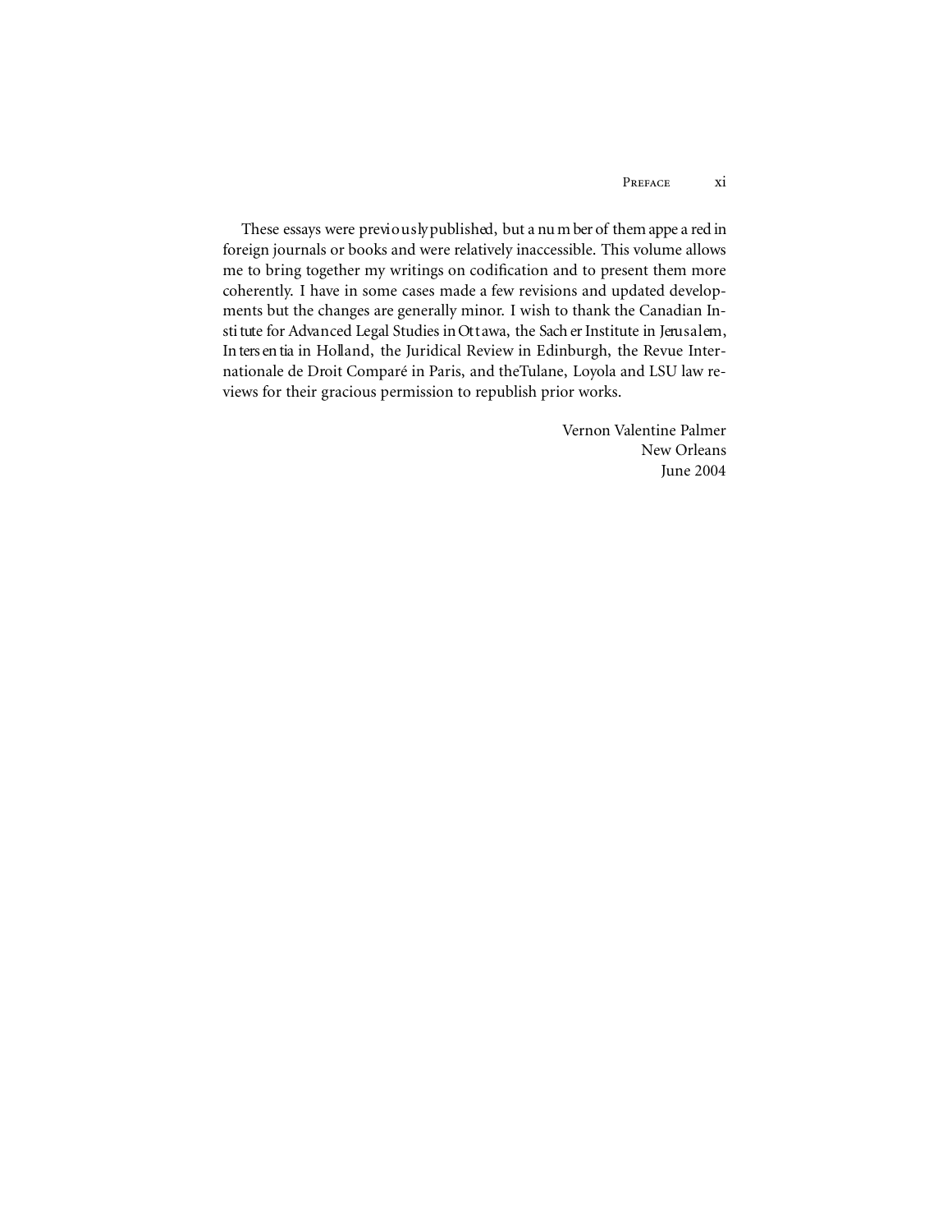These essays were previously published, but a number of them appeared in foreign journals or books and were relatively inaccessible. This volume allows me to bring together my writings on codification and to present them more coherently. I have in some cases made a few revisions and updated developments but the changes are generally minor. I wish to thank the Canadian Institute for Advanced Legal Studies in Ottawa, the Sacher Institute in Jerusalem, Intersentia in Holland, the Juridical Review in Edinburgh, the Revue Internationale de Droit Comparé in Paris, and the Tulane, Loyola and LSU law reviews for their gracious permission to republish prior works.

Vernon Valentine Palmer  
New Orleans  
June 2004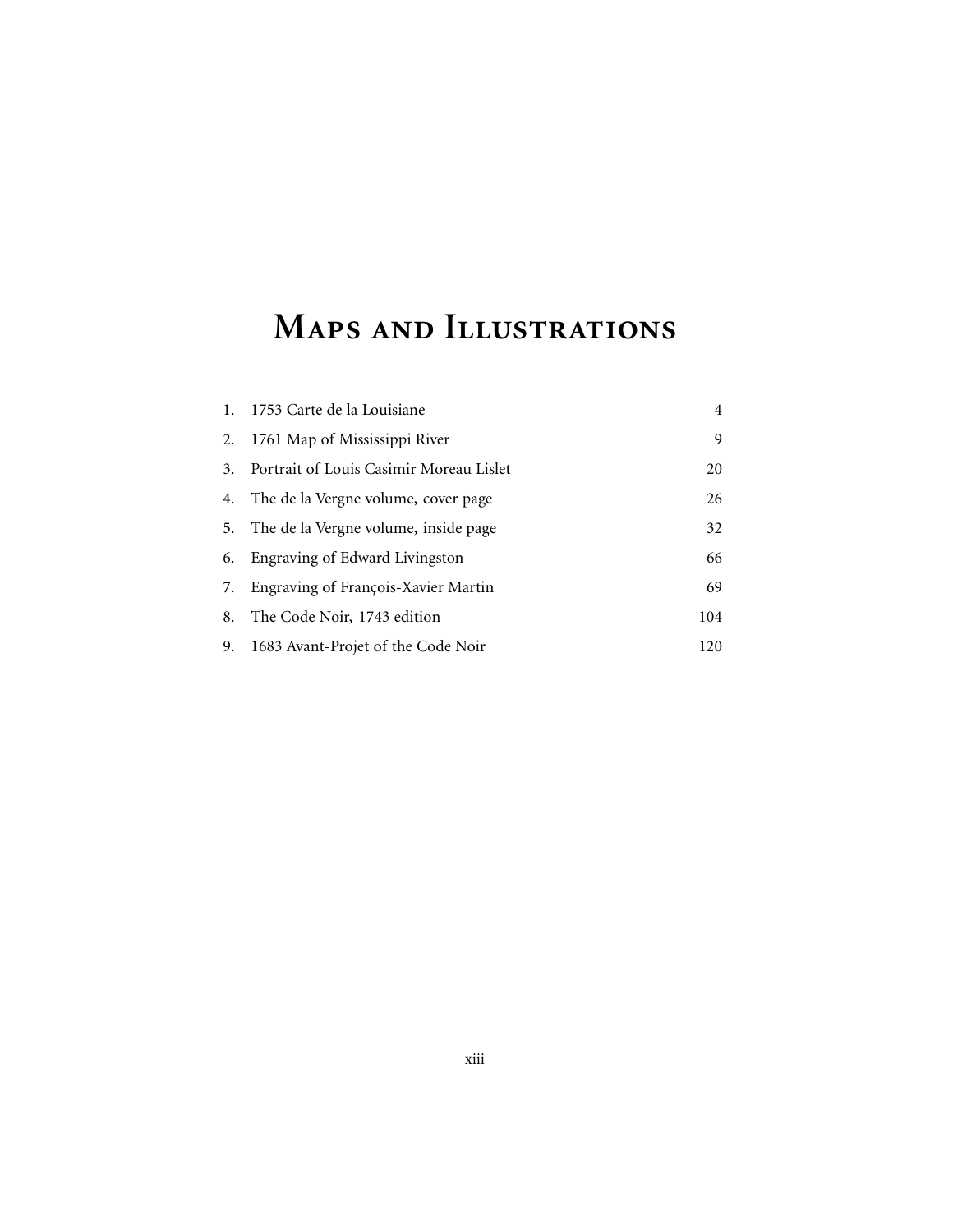# Maps and Illustrations

| | | |
|---|---|---|
| 1. | 1753 Carte de la Louisiane | 4 |
| 2. | 1761 Map of Mississippi River | 9 |
| 3. | Portrait of Louis Casimir Moreau Lislet | 20 |
| 4. | The de la Vergne volume, cover page | 26 |
| 5. | The de la Vergne volume, inside page | 32 |
| 6. | Engraving of Edward Livingston | 66 |
| 7. | Engraving of François-Xavier Martin | 69 |
| 8. | The Code Noir, 1743 edition | 104 |
| 9. | 1683 Avant-Projet of the Code Noir | 120 |